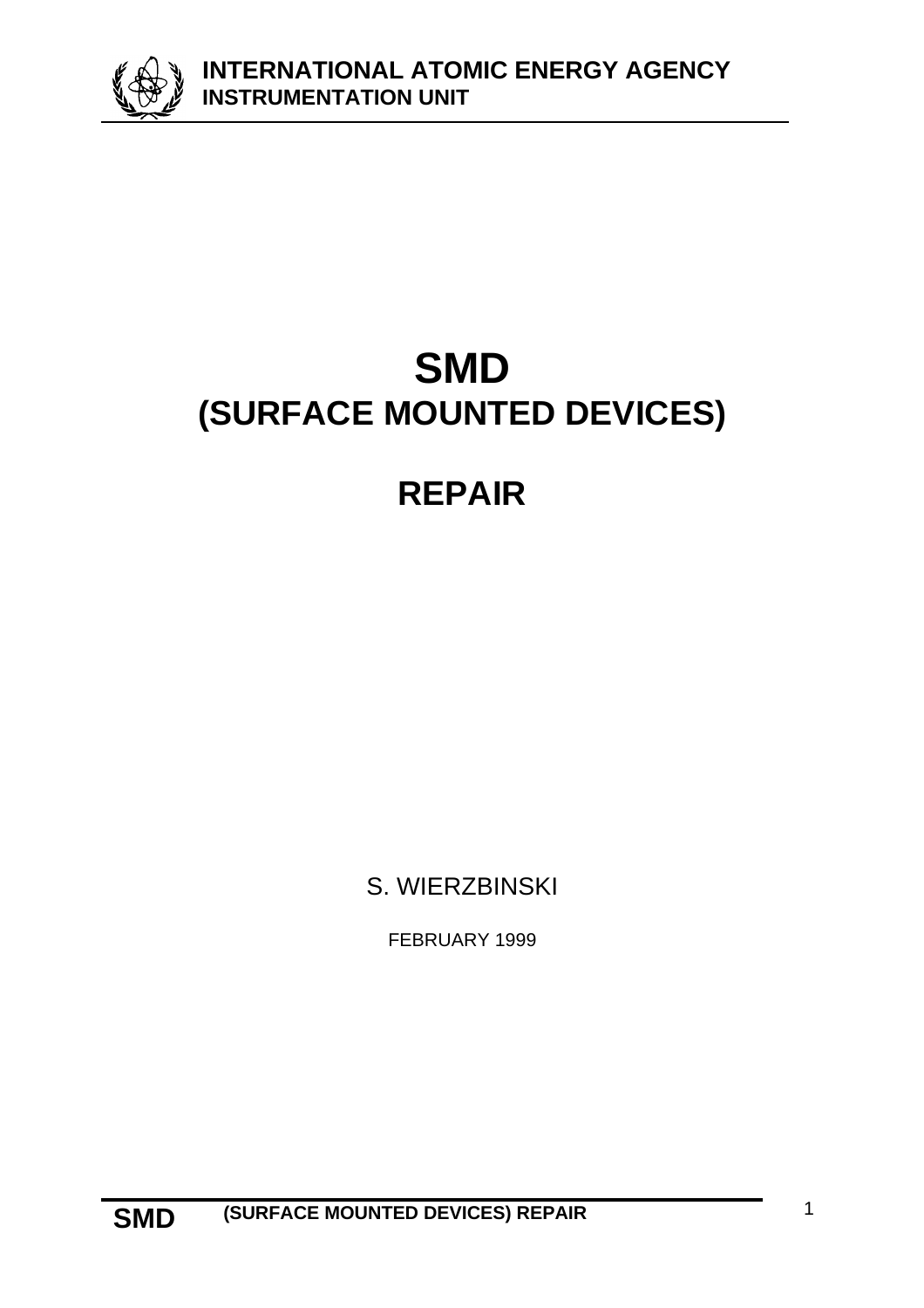**INTERNATIONAL ATOMIC ENERGY AGENCY**
**INSTRUMENTATION UNIT**

# SMD
# (SURFACE MOUNTED DEVICES)

# REPAIR

S. WIERZBINSKI

FEBRUARY 1999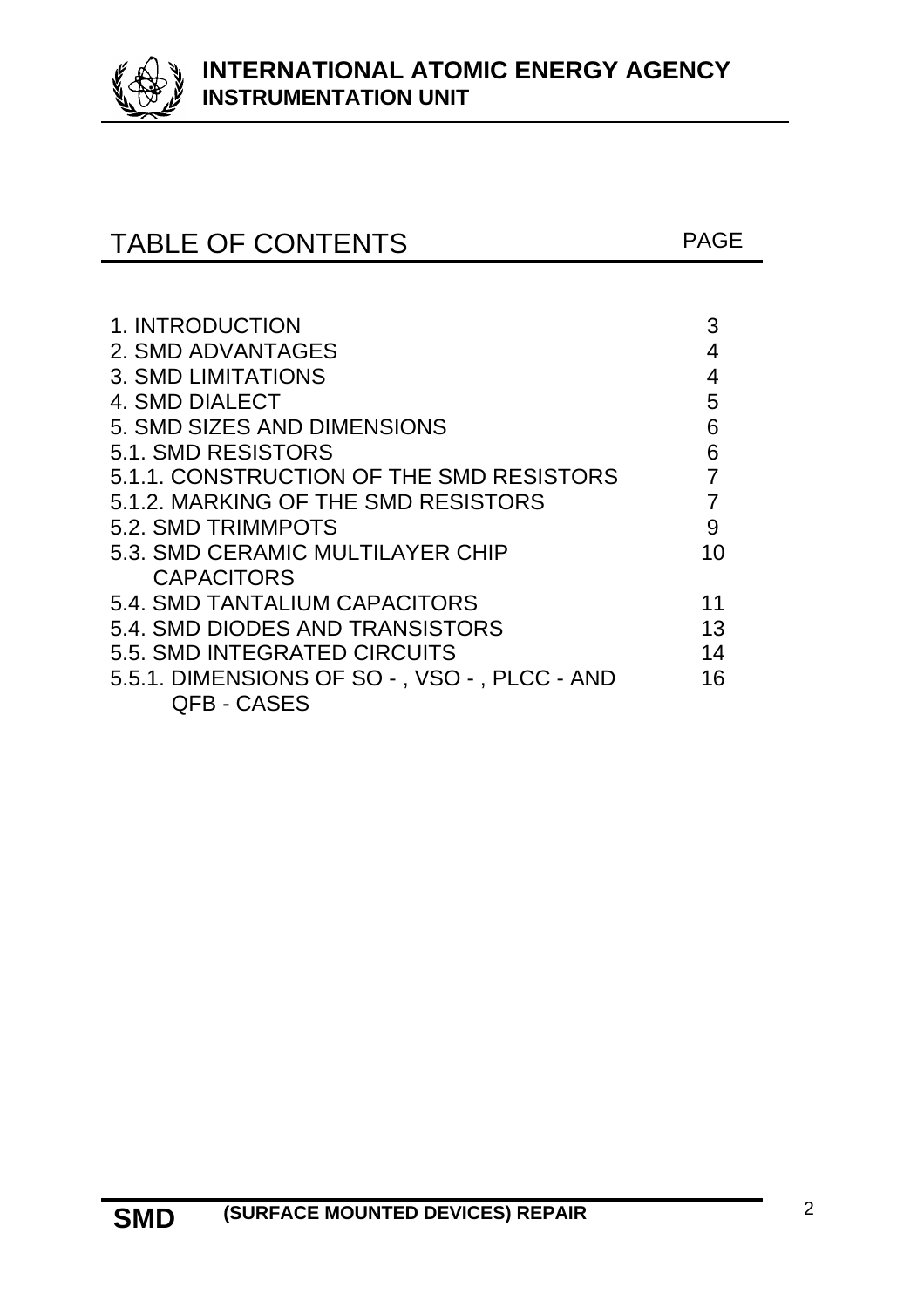# TABLE OF CONTENTS

| | PAGE |
|---|---|
| 1. INTRODUCTION | 3 |
| 2. SMD ADVANTAGES | 4 |
| 3. SMD LIMITATIONS | 4 |
| 4. SMD DIALECT | 5 |
| 5. SMD SIZES AND DIMENSIONS | 6 |
| 5.1. SMD RESISTORS | 6 |
| 5.1.1. CONSTRUCTION OF THE SMD RESISTORS | 7 |
| 5.1.2. MARKING OF THE SMD RESISTORS | 7 |
| 5.2. SMD TRIMMPOTS | 9 |
| 5.3. SMD CERAMIC MULTILAYER CHIP CAPACITORS | 10 |
| 5.4. SMD TANTALIUM CAPACITORS | 11 |
| 5.4. SMD DIODES AND TRANSISTORS | 13 |
| 5.5. SMD INTEGRATED CIRCUITS | 14 |
| 5.5.1. DIMENSIONS OF SO - , VSO - , PLCC - AND QFB - CASES | 16 |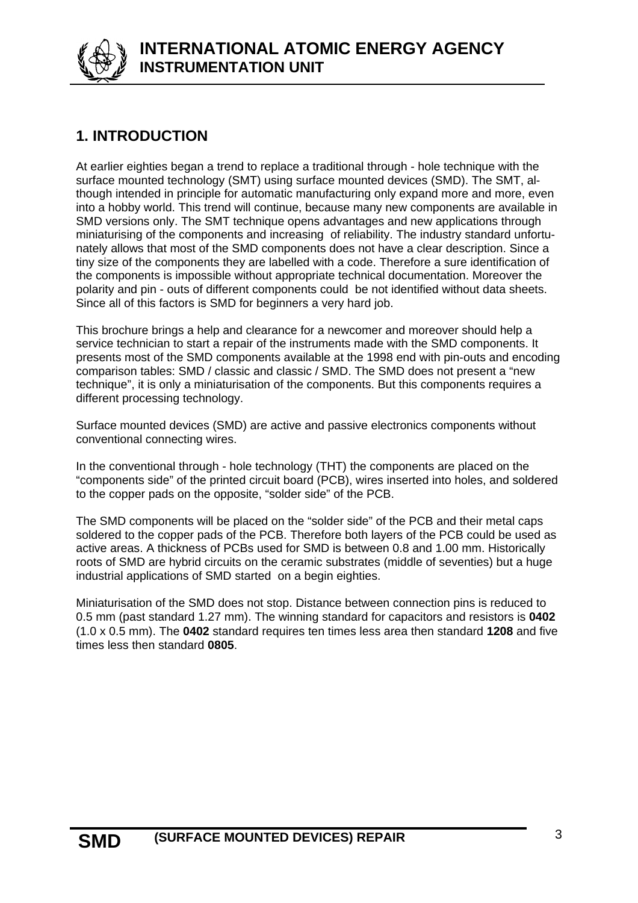## 1. INTRODUCTION

At earlier eighties began a trend to replace a traditional through - hole technique with the surface mounted technology (SMT) using surface mounted devices (SMD). The SMT, although intended in principle for automatic manufacturing only expand more and more, even into a hobby world. This trend will continue, because many new components are available in SMD versions only. The SMT technique opens advantages and new applications through miniaturising of the components and increasing of reliability. The industry standard unfortunately allows that most of the SMD components does not have a clear description. Since a tiny size of the components they are labelled with a code. Therefore a sure identification of the components is impossible without appropriate technical documentation. Moreover the polarity and pin - outs of different components could be not identified without data sheets. Since all of this factors is SMD for beginners a very hard job.

This brochure brings a help and clearance for a newcomer and moreover should help a service technician to start a repair of the instruments made with the SMD components. It presents most of the SMD components available at the 1998 end with pin-outs and encoding comparison tables: SMD / classic and classic / SMD. The SMD does not present a "new technique", it is only a miniaturisation of the components. But this components requires a different processing technology.

Surface mounted devices (SMD) are active and passive electronics components without conventional connecting wires.

In the conventional through - hole technology (THT) the components are placed on the "components side" of the printed circuit board (PCB), wires inserted into holes, and soldered to the copper pads on the opposite, "solder side" of the PCB.

The SMD components will be placed on the "solder side" of the PCB and their metal caps soldered to the copper pads of the PCB. Therefore both layers of the PCB could be used as active areas. A thickness of PCBs used for SMD is between 0.8 and 1.00 mm. Historically roots of SMD are hybrid circuits on the ceramic substrates (middle of seventies) but a huge industrial applications of SMD started on a begin eighties.

Miniaturisation of the SMD does not stop. Distance between connection pins is reduced to 0.5 mm (past standard 1.27 mm). The winning standard for capacitors and resistors is **0402** (1.0 x 0.5 mm). The **0402** standard requires ten times less area then standard **1208** and five times less then standard **0805**.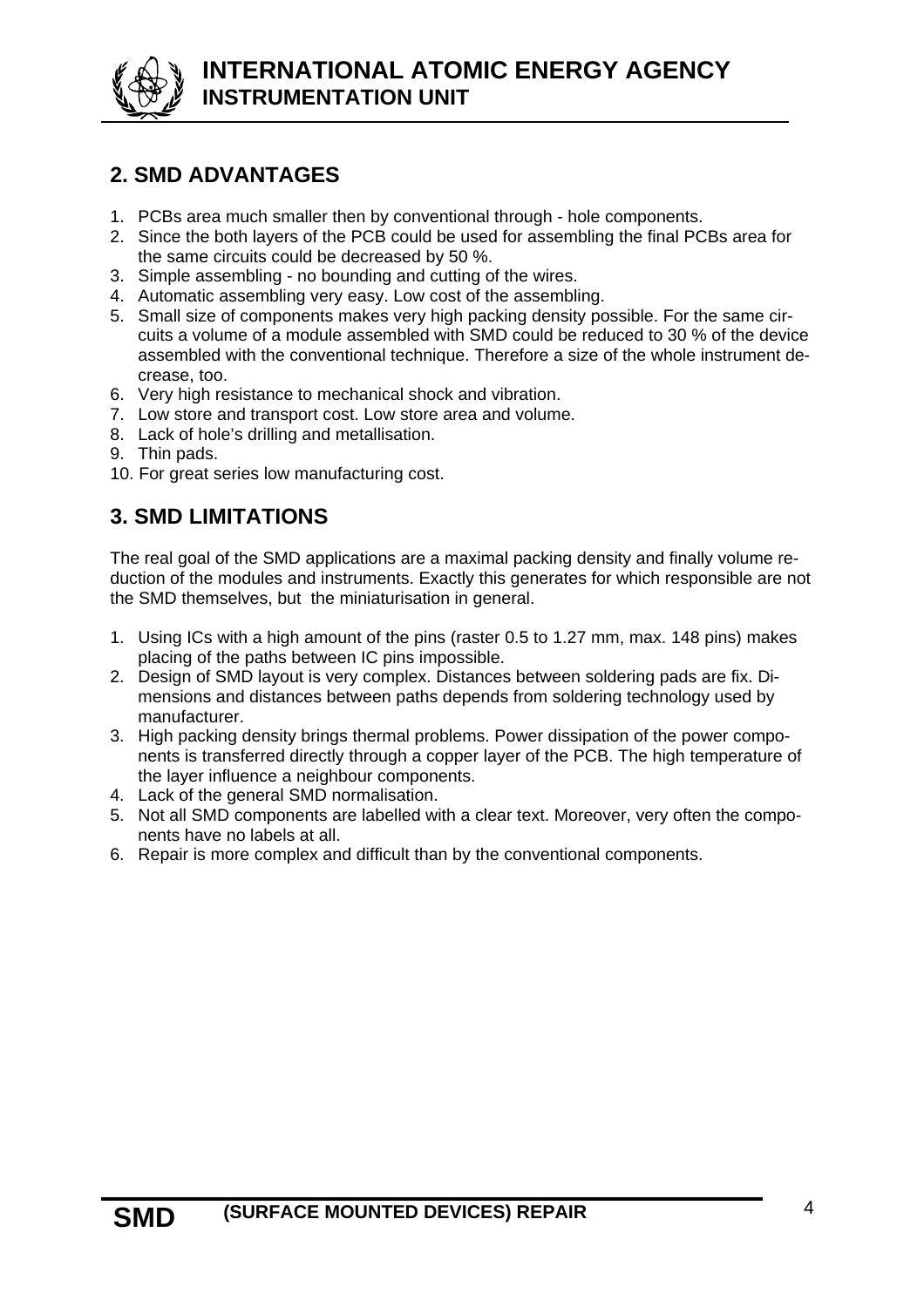## 2. SMD ADVANTAGES

1. PCBs area much smaller then by conventional through - hole components.
2. Since the both layers of the PCB could be used for assembling the final PCBs area for the same circuits could be decreased by 50 %.
3. Simple assembling - no bounding and cutting of the wires.
4. Automatic assembling very easy. Low cost of the assembling.
5. Small size of components makes very high packing density possible. For the same circuits a volume of a module assembled with SMD could be reduced to 30 % of the device assembled with the conventional technique. Therefore a size of the whole instrument decrease, too.
6. Very high resistance to mechanical shock and vibration.
7. Low store and transport cost. Low store area and volume.
8. Lack of hole's drilling and metallisation.
9. Thin pads.
10. For great series low manufacturing cost.

## 3. SMD LIMITATIONS

The real goal of the SMD applications are a maximal packing density and finally volume reduction of the modules and instruments. Exactly this generates for which responsible are not the SMD themselves, but the miniaturisation in general.

1. Using ICs with a high amount of the pins (raster 0.5 to 1.27 mm, max. 148 pins) makes placing of the paths between IC pins impossible.
2. Design of SMD layout is very complex. Distances between soldering pads are fix. Dimensions and distances between paths depends from soldering technology used by manufacturer.
3. High packing density brings thermal problems. Power dissipation of the power components is transferred directly through a copper layer of the PCB. The high temperature of the layer influence a neighbour components.
4. Lack of the general SMD normalisation.
5. Not all SMD components are labelled with a clear text. Moreover, very often the components have no labels at all.
6. Repair is more complex and difficult than by the conventional components.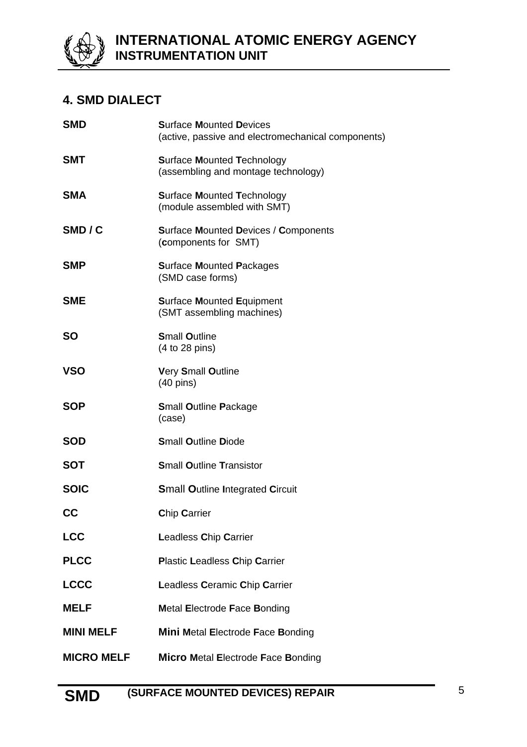## 4. SMD DIALECT

| | |
|---|---|
| **SMD** | **S**urface **M**ounted **D**evices<br>(active, passive and electromechanical components) |
| **SMT** | **S**urface **M**ounted **T**echnology<br>(assembling and montage technology) |
| **SMA** | **S**urface **M**ounted **T**echnology<br>(module assembled with SMT) |
| **SMD / C** | **S**urface **M**ounted **D**evices / **C**omponents<br>(**c**omponents for SMT) |
| **SMP** | **S**urface **M**ounted **P**ackages<br>(SMD case forms) |
| **SME** | **S**urface **M**ounted **E**quipment<br>(SMT assembling machines) |
| **SO** | **S**mall **O**utline<br>(4 to 28 pins) |
| **VSO** | **V**ery **S**mall **O**utline<br>(40 pins) |
| **SOP** | **S**mall **O**utline **P**ackage<br>(case) |
| **SOD** | **S**mall **O**utline **D**iode |
| **SOT** | **S**mall **O**utline **T**ransistor |
| **SOIC** | **S**mall **O**utline **I**ntegrated **C**ircuit |
| **CC** | **C**hip **C**arrier |
| **LCC** | **L**eadless **C**hip **C**arrier |
| **PLCC** | **P**lastic **L**eadless **C**hip **C**arrier |
| **LCCC** | **L**eadless **C**eramic **C**hip **C**arrier |
| **MELF** | **M**etal **E**lectrode **F**ace **B**onding |
| **MINI MELF** | **Mini M**etal **E**lectrode **F**ace **B**onding |
| **MICRO MELF** | **Micro M**etal **E**lectrode **F**ace **B**onding |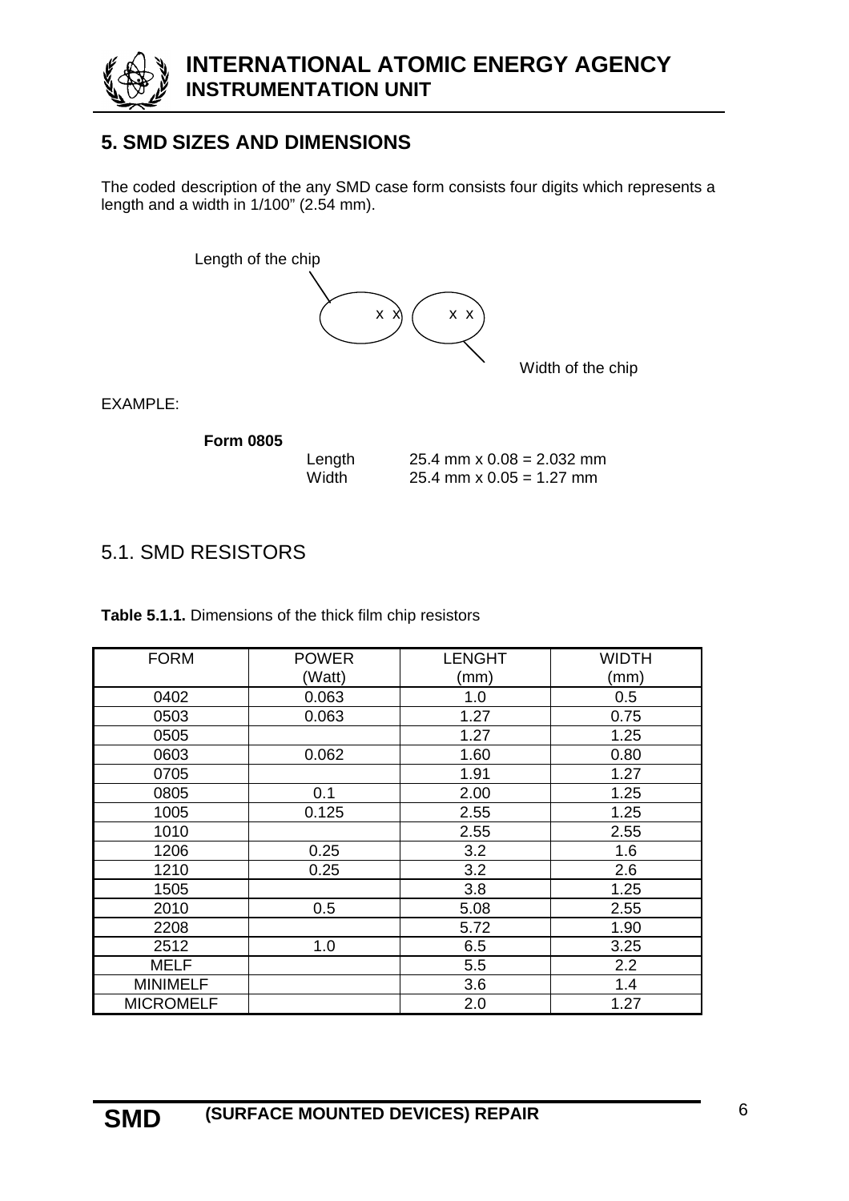## 5. SMD SIZES AND DIMENSIONS

The coded description of the any SMD case form consists four digits which represents a length and a width in 1/100" (2.54 mm).

Length of the chip

x x    x x

Width of the chip

EXAMPLE:

**Form 0805**

Length 25.4 mm x 0.08 = 2.032 mm
Width 25.4 mm x 0.05 = 1.27 mm

### 5.1. SMD RESISTORS

**Table 5.1.1.** Dimensions of the thick film chip resistors

| FORM | POWER (Watt) | LENGHT (mm) | WIDTH (mm) |
|---|---|---|---|
| 0402 | 0.063 | 1.0 | 0.5 |
| 0503 | 0.063 | 1.27 | 0.75 |
| 0505 | | 1.27 | 1.25 |
| 0603 | 0.062 | 1.60 | 0.80 |
| 0705 | | 1.91 | 1.27 |
| 0805 | 0.1 | 2.00 | 1.25 |
| 1005 | 0.125 | 2.55 | 1.25 |
| 1010 | | 2.55 | 2.55 |
| 1206 | 0.25 | 3.2 | 1.6 |
| 1210 | 0.25 | 3.2 | 2.6 |
| 1505 | | 3.8 | 1.25 |
| 2010 | 0.5 | 5.08 | 2.55 |
| 2208 | | 5.72 | 1.90 |
| 2512 | 1.0 | 6.5 | 3.25 |
| MELF | | 5.5 | 2.2 |
| MINIMELF | | 3.6 | 1.4 |
| MICROMELF | | 2.0 | 1.27 |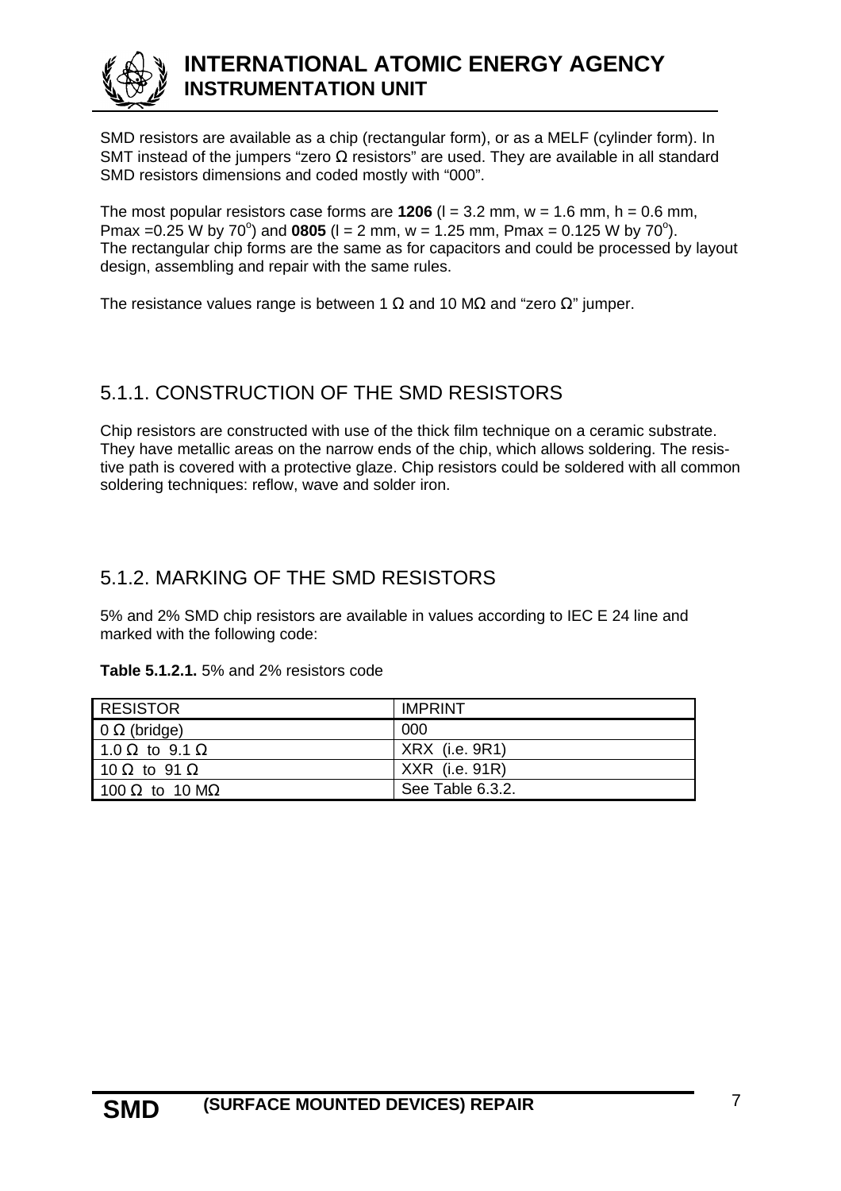SMD resistors are available as a chip (rectangular form), or as a MELF (cylinder form). In SMT instead of the jumpers "zero Ω resistors" are used. They are available in all standard SMD resistors dimensions and coded mostly with "000".

The most popular resistors case forms are **1206** (l = 3.2 mm, w = 1.6 mm, h = 0.6 mm, Pmax =0.25 W by 70$^o$) and **0805** (l = 2 mm, w = 1.25 mm, Pmax = 0.125 W by 70$^o$). The rectangular chip forms are the same as for capacitors and could be processed by layout design, assembling and repair with the same rules.

The resistance values range is between 1 Ω and 10 MΩ and "zero Ω" jumper.

## 5.1.1. CONSTRUCTION OF THE SMD RESISTORS

Chip resistors are constructed with use of the thick film technique on a ceramic substrate. They have metallic areas on the narrow ends of the chip, which allows soldering. The resistive path is covered with a protective glaze. Chip resistors could be soldered with all common soldering techniques: reflow, wave and solder iron.

## 5.1.2. MARKING OF THE SMD RESISTORS

5% and 2% SMD chip resistors are available in values according to IEC E 24 line and marked with the following code:

**Table 5.1.2.1.** 5% and 2% resistors code

| RESISTOR | IMPRINT |
|---|---|
| 0 Ω (bridge) | 000 |
| 1.0 Ω to 9.1 Ω | XRX (i.e. 9R1) |
| 10 Ω to 91 Ω | XXR (i.e. 91R) |
| 100 Ω to 10 MΩ | See Table 6.3.2. |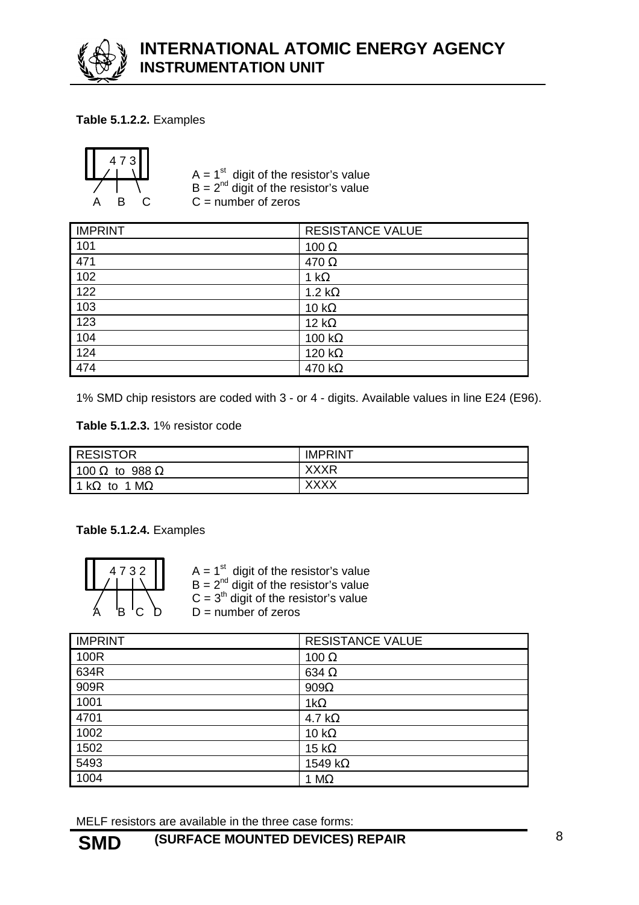**Table 5.1.2.2.** Examples

```
 4 7 3
 A B C
```

A = 1st digit of the resistor's value
B = 2nd digit of the resistor's value
C = number of zeros

| IMPRINT | RESISTANCE VALUE |
|---|---|
| 101 | 100 Ω |
| 471 | 470 Ω |
| 102 | 1 kΩ |
| 122 | 1.2 kΩ |
| 103 | 10 kΩ |
| 123 | 12 kΩ |
| 104 | 100 kΩ |
| 124 | 120 kΩ |
| 474 | 470 kΩ |

1% SMD chip resistors are coded with 3 - or 4 - digits. Available values in line E24 (E96).

**Table 5.1.2.3.** 1% resistor code

| RESISTOR | IMPRINT |
|---|---|
| 100 Ω to 988 Ω | XXXR |
| 1 kΩ to 1 MΩ | XXXX |

**Table 5.1.2.4.** Examples

```
 4 7 3 2
 A B C D
```

A = 1st digit of the resistor's value
B = 2nd digit of the resistor's value
C = 3th digit of the resistor's value
D = number of zeros

| IMPRINT | RESISTANCE VALUE |
|---|---|
| 100R | 100 Ω |
| 634R | 634 Ω |
| 909R | 909Ω |
| 1001 | 1kΩ |
| 4701 | 4.7 kΩ |
| 1002 | 10 kΩ |
| 1502 | 15 kΩ |
| 5493 | 1549 kΩ |
| 1004 | 1 MΩ |

MELF resistors are available in the three case forms: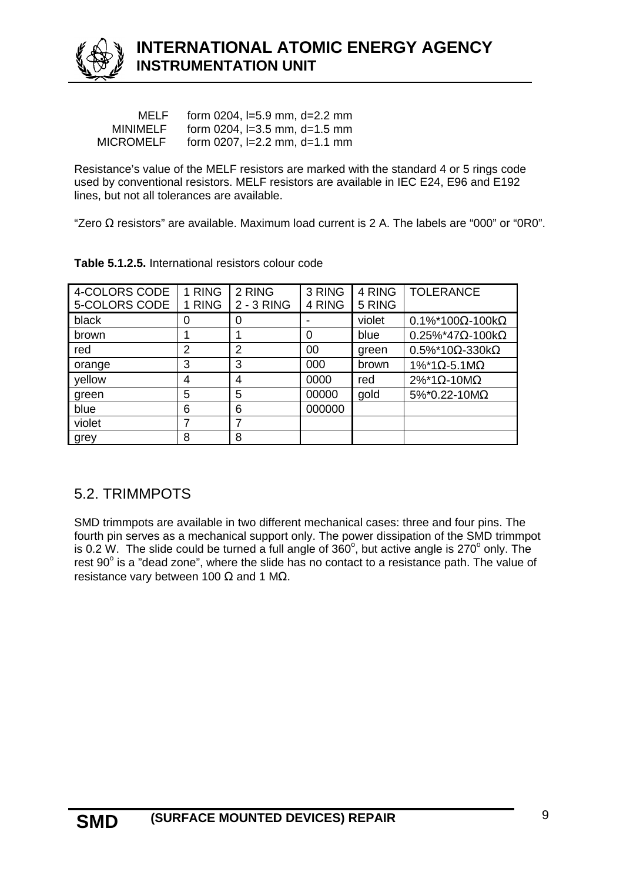| | |
|---|---|
| MELF | form 0204, l=5.9 mm, d=2.2 mm |
| MINIMELF | form 0204, l=3.5 mm, d=1.5 mm |
| MICROMELF | form 0207, l=2.2 mm, d=1.1 mm |

Resistance's value of the MELF resistors are marked with the standard 4 or 5 rings code used by conventional resistors. MELF resistors are available in IEC E24, E96 and E192 lines, but not all tolerances are available.

"Zero Ω resistors" are available. Maximum load current is 2 A. The labels are "000" or "0R0".

**Table 5.1.2.5.** International resistors colour code

| 4-COLORS CODE<br>5-COLORS CODE | 1 RING<br>1 RING | 2 RING<br>2 - 3 RING | 3 RING<br>4 RING | 4 RING<br>5 RING | TOLERANCE |
|---|---|---|---|---|---|
| black | 0 | 0 | - | violet | 0.1%*100Ω-100kΩ |
| brown | 1 | 1 | 0 | blue | 0.25%*47Ω-100kΩ |
| red | 2 | 2 | 00 | green | 0.5%*10Ω-330kΩ |
| orange | 3 | 3 | 000 | brown | 1%*1Ω-5.1MΩ |
| yellow | 4 | 4 | 0000 | red | 2%*1Ω-10MΩ |
| green | 5 | 5 | 00000 | gold | 5%*0.22-10MΩ |
| blue | 6 | 6 | 000000 | | |
| violet | 7 | 7 | | | |
| grey | 8 | 8 | | | |

## 5.2. TRIMMPOTS

SMD trimmpots are available in two different mechanical cases: three and four pins. The fourth pin serves as a mechanical support only. The power dissipation of the SMD trimmpot is 0.2 W. The slide could be turned a full angle of $360^o$, but active angle is $270^o$ only. The rest $90^o$ is a "dead zone", where the slide has no contact to a resistance path. The value of resistance vary between 100 Ω and 1 MΩ.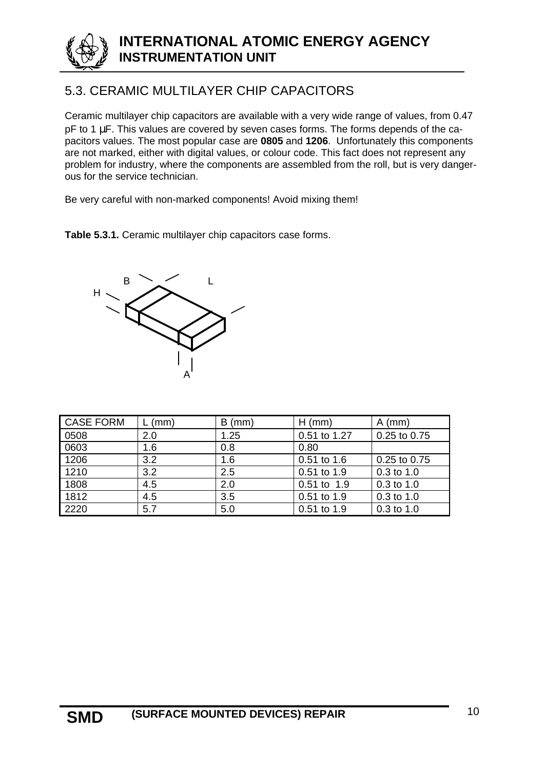## 5.3. CERAMIC MULTILAYER CHIP CAPACITORS

Ceramic multilayer chip capacitors are available with a very wide range of values, from 0.47 pF to 1 µF. This values are covered by seven cases forms. The forms depends of the capacitors values. The most popular case are **0805** and **1206**. Unfortunately this components are not marked, either with digital values, or colour code. This fact does not represent any problem for industry, where the components are assembled from the roll, but is very dangerous for the service technician.

Be very careful with non-marked components! Avoid mixing them!

**Table 5.3.1.** Ceramic multilayer chip capacitors case forms.

| CASE FORM | L (mm) | B (mm) | H (mm) | A (mm) |
|---|---|---|---|---|
| 0508 | 2.0 | 1.25 | 0.51 to 1.27 | 0.25 to 0.75 |
| 0603 | 1.6 | 0.8 | 0.80 | |
| 1206 | 3.2 | 1.6 | 0.51 to 1.6 | 0.25 to 0.75 |
| 1210 | 3.2 | 2.5 | 0.51 to 1.9 | 0.3 to 1.0 |
| 1808 | 4.5 | 2.0 | 0.51 to 1.9 | 0.3 to 1.0 |
| 1812 | 4.5 | 3.5 | 0.51 to 1.9 | 0.3 to 1.0 |
| 2220 | 5.7 | 5.0 | 0.51 to 1.9 | 0.3 to 1.0 |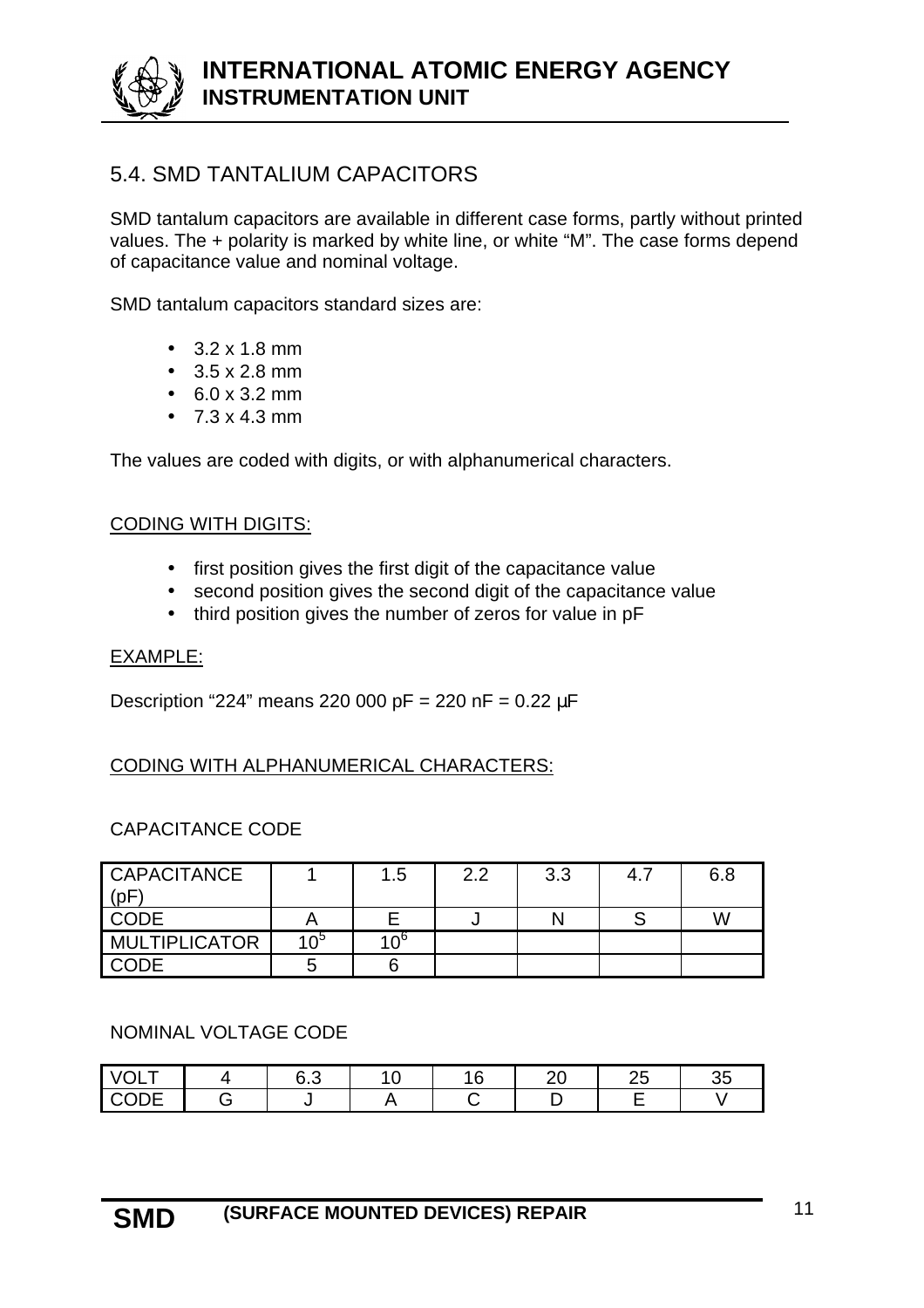## 5.4. SMD TANTALIUM CAPACITORS

SMD tantalum capacitors are available in different case forms, partly without printed values. The + polarity is marked by white line, or white "M". The case forms depend of capacitance value and nominal voltage.

SMD tantalum capacitors standard sizes are:

- 3.2 x 1.8 mm
- 3.5 x 2.8 mm
- 6.0 x 3.2 mm
- 7.3 x 4.3 mm

The values are coded with digits, or with alphanumerical characters.

CODING WITH DIGITS:

- first position gives the first digit of the capacitance value
- second position gives the second digit of the capacitance value
- third position gives the number of zeros for value in pF

EXAMPLE:

Description "224" means 220 000 pF = 220 nF = 0.22 µF

CODING WITH ALPHANUMERICAL CHARACTERS:

CAPACITANCE CODE

| CAPACITANCE (pF) | 1 | 1.5 | 2.2 | 3.3 | 4.7 | 6.8 |
|---|---|---|---|---|---|---|
| CODE | A | E | J | N | S | W |
| MULTIPLICATOR | $10^5$ | $10^6$ | | | | |
| CODE | 5 | 6 | | | | |

NOMINAL VOLTAGE CODE

| VOLT | 4 | 6.3 | 10 | 16 | 20 | 25 | 35 |
|---|---|---|---|---|---|---|---|
| CODE | G | J | A | C | D | E | V |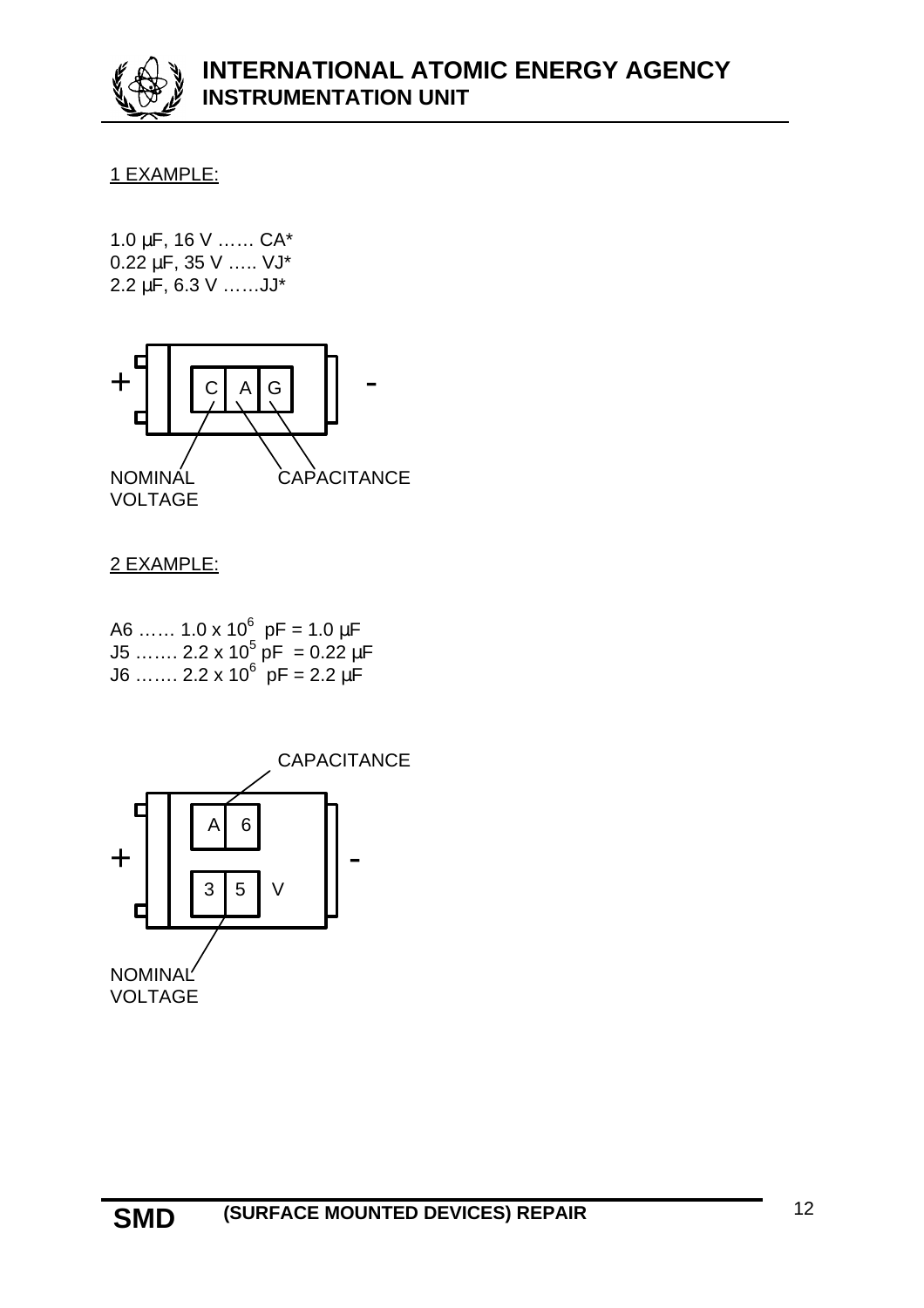1 EXAMPLE:

1.0 µF, 16 V …… CA*
0.22 µF, 35 V ….. VJ*
2.2 µF, 6.3 V ……JJ*

+ C A G -

NOMINAL VOLTAGE CAPACITANCE

2 EXAMPLE:

A6 …… 1.0 x $10^6$ pF = 1.0 µF
J5 ……. 2.2 x $10^5$ pF = 0.22 µF
J6 ……. 2.2 x $10^6$ pF = 2.2 µF

CAPACITANCE

A 6

+ -

3 5 V

NOMINAL VOLTAGE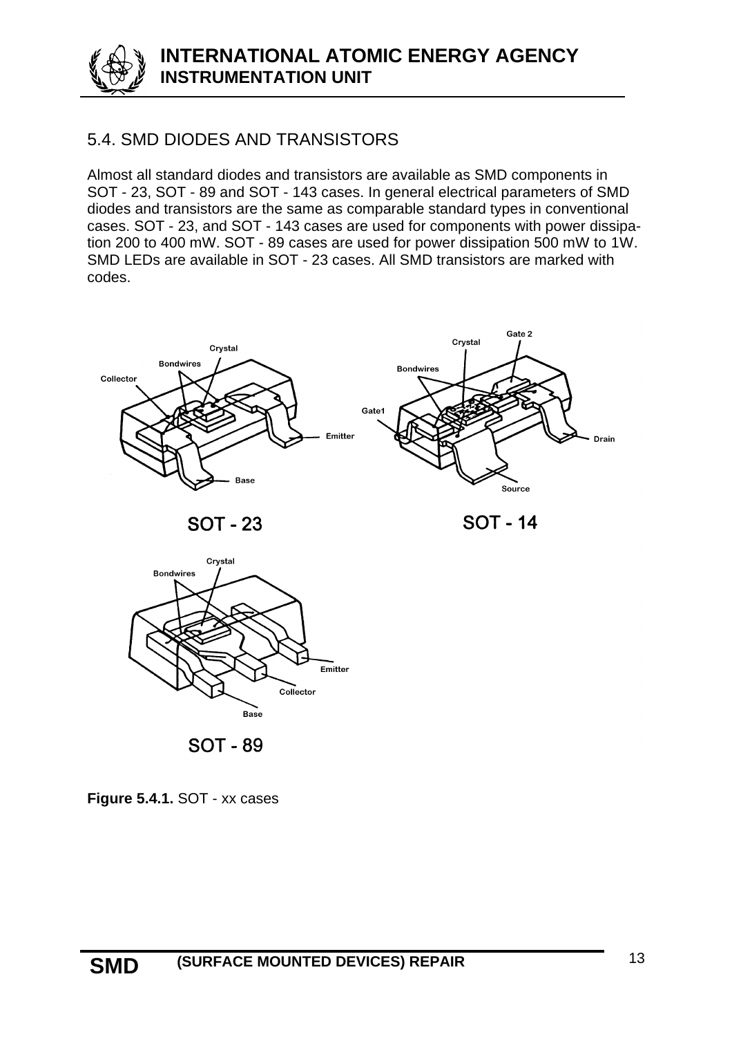## 5.4. SMD DIODES AND TRANSISTORS

Almost all standard diodes and transistors are available as SMD components in SOT - 23, SOT - 89 and SOT - 143 cases. In general electrical parameters of SMD diodes and transistors are the same as comparable standard types in conventional cases. SOT - 23, and SOT - 143 cases are used for components with power dissipation 200 to 400 mW. SOT - 89 cases are used for power dissipation 500 mW to 1W. SMD LEDs are available in SOT - 23 cases. All SMD transistors are marked with codes.

**Figure 5.4.1.** SOT - xx cases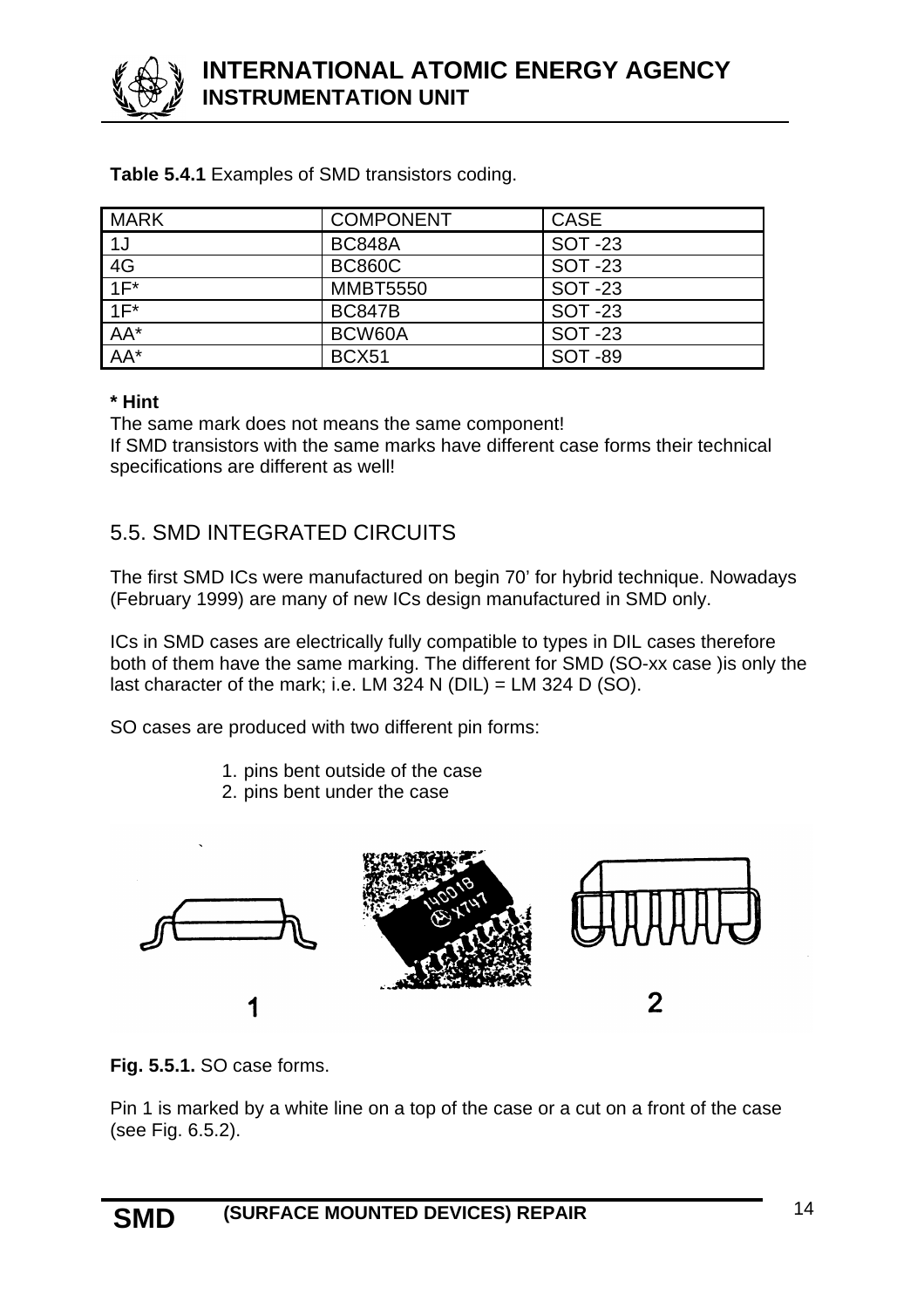**Table 5.4.1** Examples of SMD transistors coding.

| MARK | COMPONENT | CASE |
|---|---|---|
| 1J | BC848A | SOT -23 |
| 4G | BC860C | SOT -23 |
| 1F* | MMBT5550 | SOT -23 |
| 1F* | BC847B | SOT -23 |
| AA* | BCW60A | SOT -23 |
| AA* | BCX51 | SOT -89 |

**\* Hint**

The same mark does not means the same component!
If SMD transistors with the same marks have different case forms their technical specifications are different as well!

## 5.5. SMD INTEGRATED CIRCUITS

The first SMD ICs were manufactured on begin 70' for hybrid technique. Nowadays (February 1999) are many of new ICs design manufactured in SMD only.

ICs in SMD cases are electrically fully compatible to types in DIL cases therefore both of them have the same marking. The different for SMD (SO-xx case )is only the last character of the mark; i.e. LM 324 N (DIL) = LM 324 D (SO).

SO cases are produced with two different pin forms:

1. pins bent outside of the case
2. pins bent under the case

**Fig. 5.5.1.** SO case forms.

Pin 1 is marked by a white line on a top of the case or a cut on a front of the case (see Fig. 6.5.2).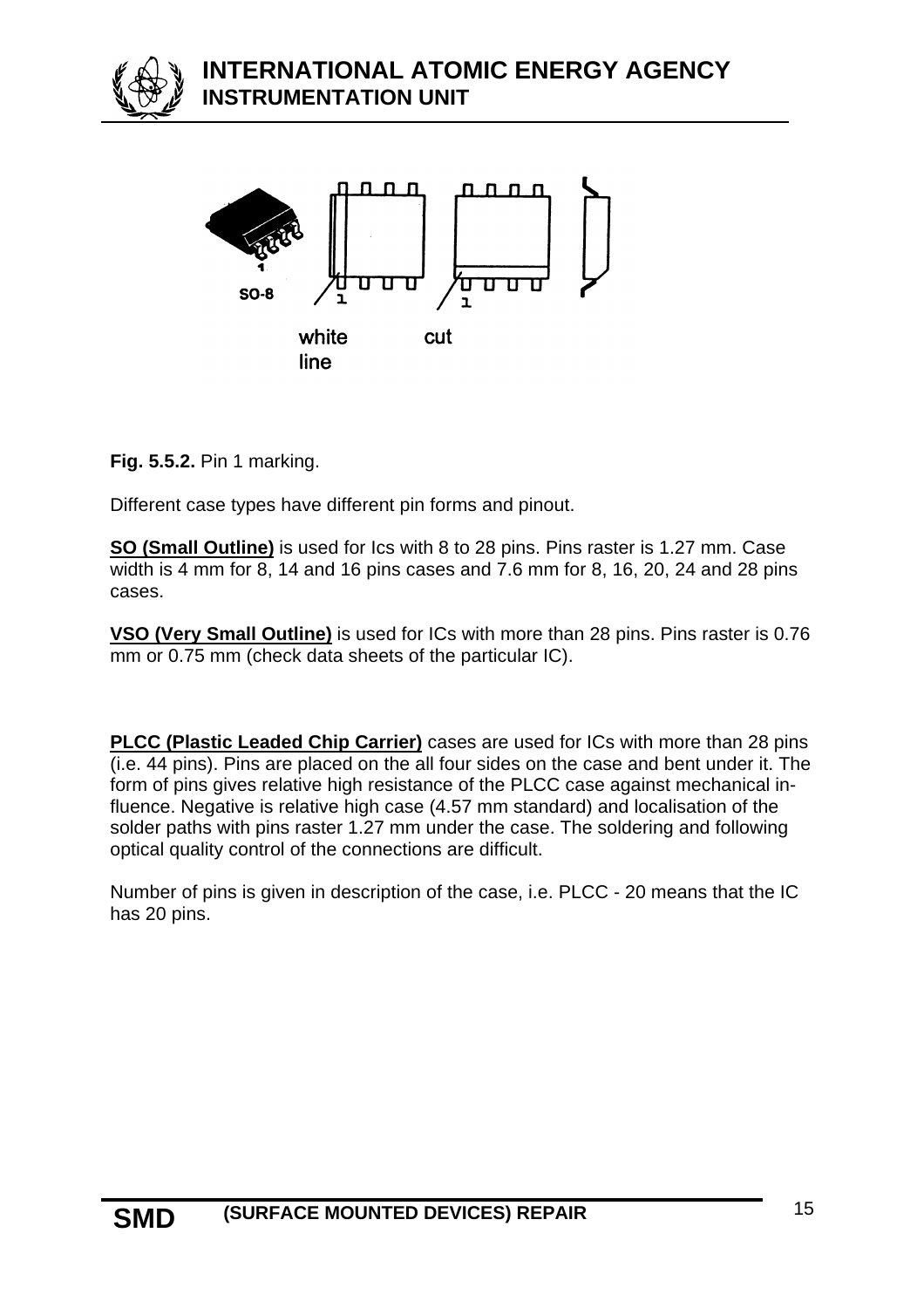**Fig. 5.5.2.** Pin 1 marking.

Different case types have different pin forms and pinout.

**SO (Small Outline)** is used for Ics with 8 to 28 pins. Pins raster is 1.27 mm. Case width is 4 mm for 8, 14 and 16 pins cases and 7.6 mm for 8, 16, 20, 24 and 28 pins cases.

**VSO (Very Small Outline)** is used for ICs with more than 28 pins. Pins raster is 0.76 mm or 0.75 mm (check data sheets of the particular IC).

**PLCC (Plastic Leaded Chip Carrier)** cases are used for ICs with more than 28 pins (i.e. 44 pins). Pins are placed on the all four sides on the case and bent under it. The form of pins gives relative high resistance of the PLCC case against mechanical influence. Negative is relative high case (4.57 mm standard) and localisation of the solder paths with pins raster 1.27 mm under the case. The soldering and following optical quality control of the connections are difficult.

Number of pins is given in description of the case, i.e. PLCC - 20 means that the IC has 20 pins.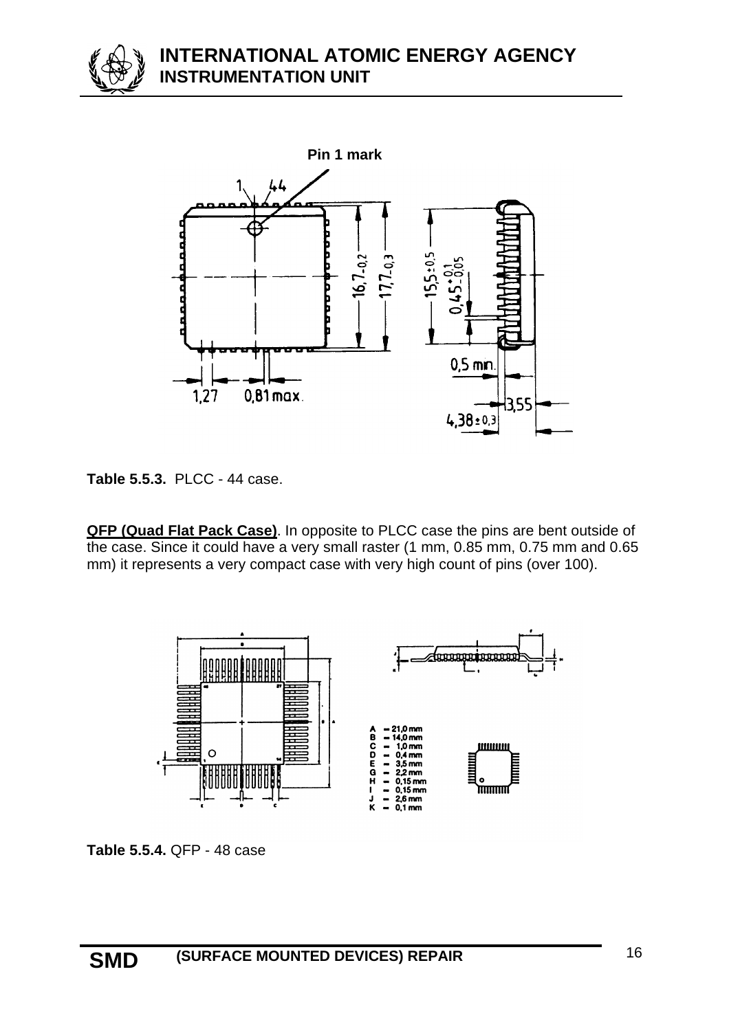**Table 5.5.3.** PLCC - 44 case.

**QFP (Quad Flat Pack Case)**. In opposite to PLCC case the pins are bent outside of the case. Since it could have a very small raster (1 mm, 0.85 mm, 0.75 mm and 0.65 mm) it represents a very compact case with very high count of pins (over 100).

**Table 5.5.4.** QFP - 48 case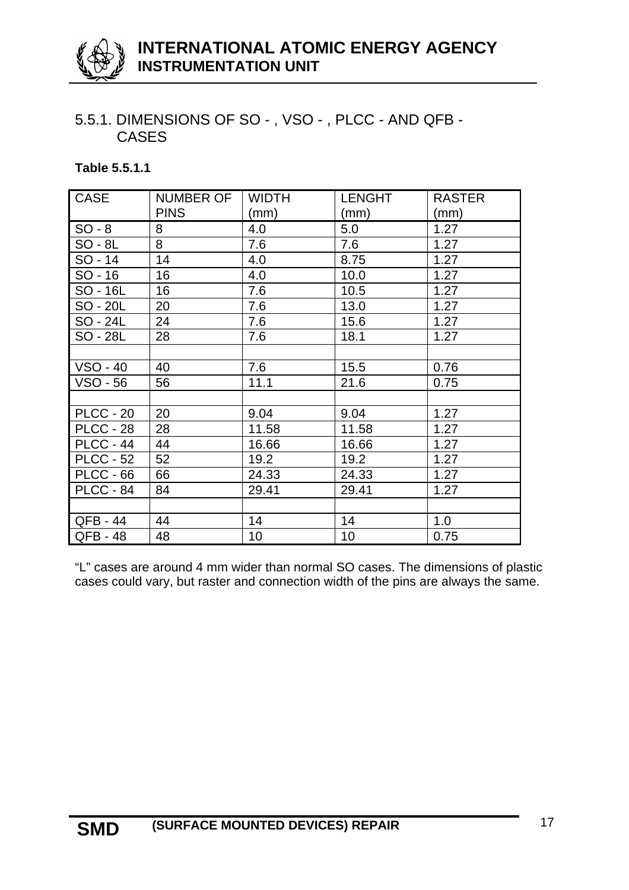## 5.5.1. DIMENSIONS OF SO - , VSO - , PLCC - AND QFB - CASES

**Table 5.5.1.1**

| CASE | NUMBER OF PINS | WIDTH (mm) | LENGHT (mm) | RASTER (mm) |
|---|---|---|---|---|
| SO - 8 | 8 | 4.0 | 5.0 | 1.27 |
| SO - 8L | 8 | 7.6 | 7.6 | 1.27 |
| SO - 14 | 14 | 4.0 | 8.75 | 1.27 |
| SO - 16 | 16 | 4.0 | 10.0 | 1.27 |
| SO - 16L | 16 | 7.6 | 10.5 | 1.27 |
| SO - 20L | 20 | 7.6 | 13.0 | 1.27 |
| SO - 24L | 24 | 7.6 | 15.6 | 1.27 |
| SO - 28L | 28 | 7.6 | 18.1 | 1.27 |
| | | | | |
| VSO - 40 | 40 | 7.6 | 15.5 | 0.76 |
| VSO - 56 | 56 | 11.1 | 21.6 | 0.75 |
| | | | | |
| PLCC - 20 | 20 | 9.04 | 9.04 | 1.27 |
| PLCC - 28 | 28 | 11.58 | 11.58 | 1.27 |
| PLCC - 44 | 44 | 16.66 | 16.66 | 1.27 |
| PLCC - 52 | 52 | 19.2 | 19.2 | 1.27 |
| PLCC - 66 | 66 | 24.33 | 24.33 | 1.27 |
| PLCC - 84 | 84 | 29.41 | 29.41 | 1.27 |
| | | | | |
| QFB - 44 | 44 | 14 | 14 | 1.0 |
| QFB - 48 | 48 | 10 | 10 | 0.75 |

"L" cases are around 4 mm wider than normal SO cases. The dimensions of plastic cases could vary, but raster and connection width of the pins are always the same.